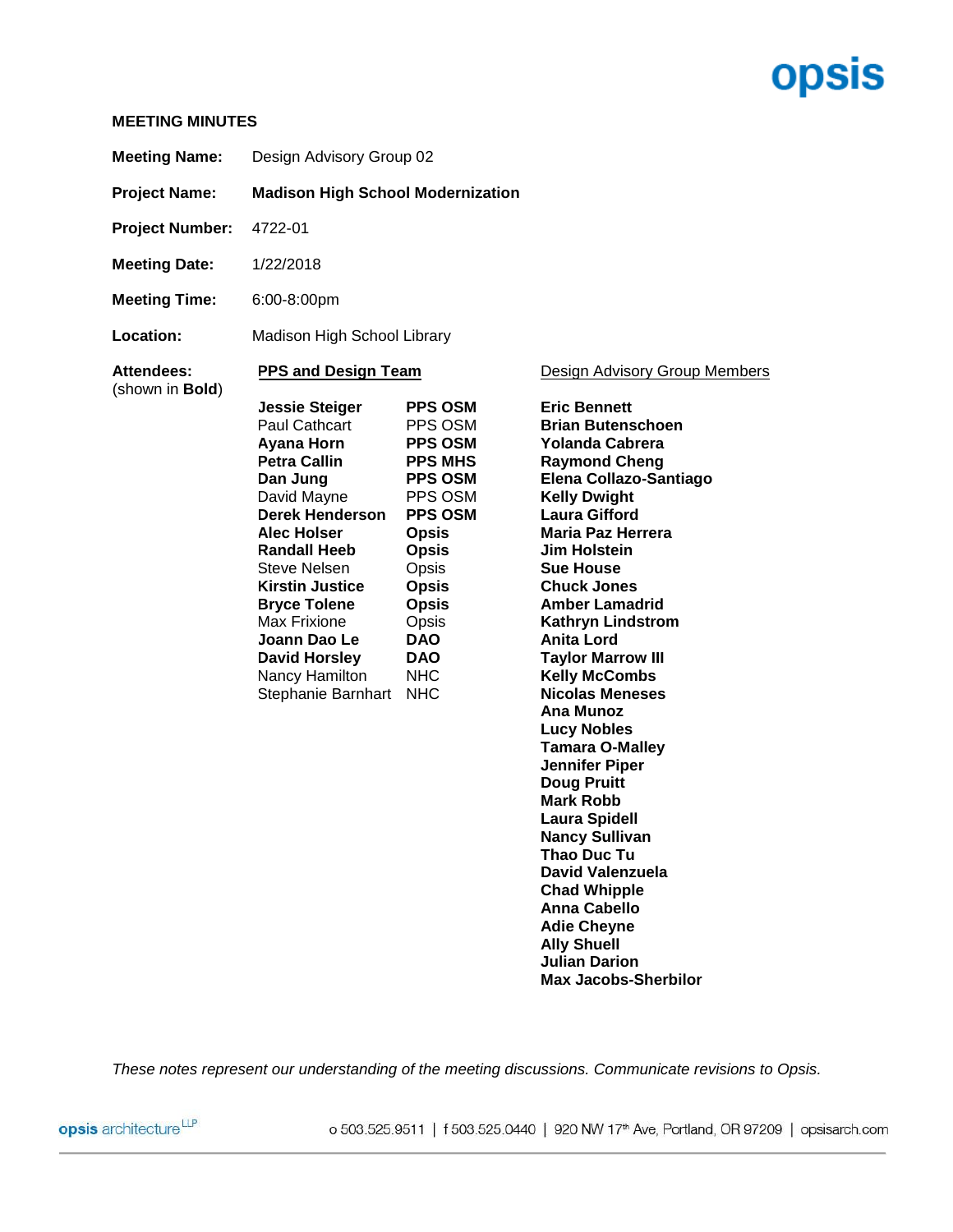opsis

**MEETING MINUTES**

**Meeting Name:** Design Advisory Group 02

**Project Name:** **Madison High School Modernization**

**Project Number:** 4722-01

**Meeting Date:** 1/22/2018

**Meeting Time:** 6:00-8:00pm

**Location:** Madison High School Library

**Attendees:** (shown in **Bold**)

PPS and Design Team

| Name | Organization |
|---|---|
| **Jessie Steiger** | **PPS OSM** |
| Paul Cathcart | PPS OSM |
| **Ayana Horn** | **PPS OSM** |
| **Petra Callin** | **PPS MHS** |
| **Dan Jung** | **PPS OSM** |
| David Mayne | PPS OSM |
| **Derek Henderson** | **PPS OSM** |
| **Alec Holser** | **Opsis** |
| **Randall Heeb** | **Opsis** |
| Steve Nelsen | Opsis |
| **Kirstin Justice** | **Opsis** |
| **Bryce Tolene** | **Opsis** |
| Max Frixione | Opsis |
| **Joann Dao Le** | **DAO** |
| **David Horsley** | **DAO** |
| Nancy Hamilton | NHC |
| Stephanie Barnhart | NHC |

Design Advisory Group Members

**Eric Bennett**
**Brian Butenschoen**
**Yolanda Cabrera**
**Raymond Cheng**
**Elena Collazo-Santiago**
**Kelly Dwight**
**Laura Gifford**
**Maria Paz Herrera**
**Jim Holstein**
**Sue House**
**Chuck Jones**
**Amber Lamadrid**
**Kathryn Lindstrom**
**Anita Lord**
**Taylor Marrow III**
**Kelly McCombs**
**Nicolas Meneses**
**Ana Munoz**
**Lucy Nobles**
**Tamara O-Malley**
**Jennifer Piper**
**Doug Pruitt**
**Mark Robb**
**Laura Spidell**
**Nancy Sullivan**
**Thao Duc Tu**
**David Valenzuela**
**Chad Whipple**
**Anna Cabello**
**Adie Cheyne**
**Ally Shuell**
**Julian Darion**
**Max Jacobs-Sherbilor**

*These notes represent our understanding of the meeting discussions. Communicate revisions to Opsis.*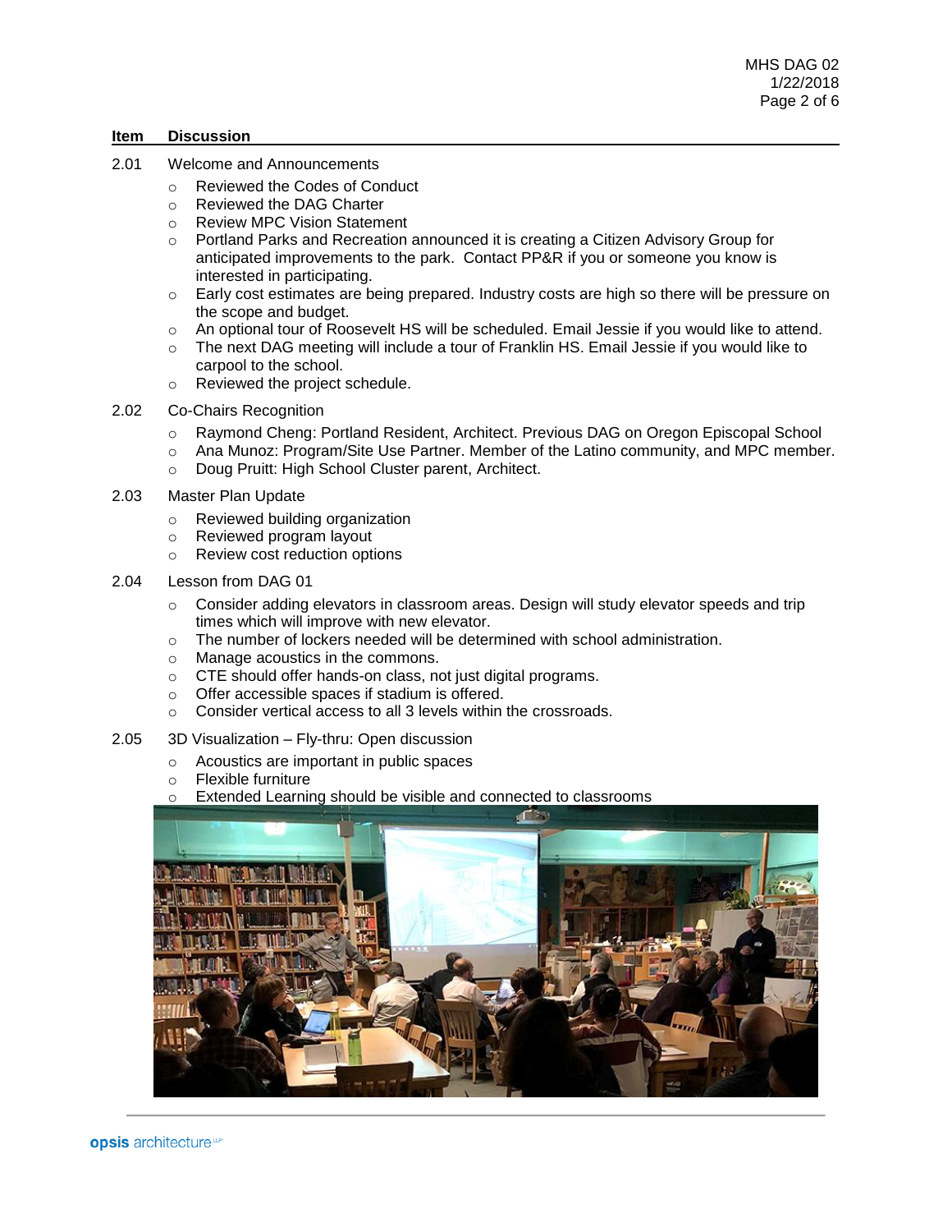| Item | Discussion |
| --- | --- |

2.01 Welcome and Announcements

- Reviewed the Codes of Conduct
- Reviewed the DAG Charter
- Review MPC Vision Statement
- Portland Parks and Recreation announced it is creating a Citizen Advisory Group for anticipated improvements to the park. Contact PP&R if you or someone you know is interested in participating.
- Early cost estimates are being prepared. Industry costs are high so there will be pressure on the scope and budget.
- An optional tour of Roosevelt HS will be scheduled. Email Jessie if you would like to attend.
- The next DAG meeting will include a tour of Franklin HS. Email Jessie if you would like to carpool to the school.
- Reviewed the project schedule.

2.02 Co-Chairs Recognition

- Raymond Cheng: Portland Resident, Architect. Previous DAG on Oregon Episcopal School
- Ana Munoz: Program/Site Use Partner. Member of the Latino community, and MPC member.
- Doug Pruitt: High School Cluster parent, Architect.

2.03 Master Plan Update

- Reviewed building organization
- Reviewed program layout
- Review cost reduction options

2.04 Lesson from DAG 01

- Consider adding elevators in classroom areas. Design will study elevator speeds and trip times which will improve with new elevator.
- The number of lockers needed will be determined with school administration.
- Manage acoustics in the commons.
- CTE should offer hands-on class, not just digital programs.
- Offer accessible spaces if stadium is offered.
- Consider vertical access to all 3 levels within the crossroads.

2.05 3D Visualization – Fly-thru: Open discussion

- Acoustics are important in public spaces
- Flexible furniture
- Extended Learning should be visible and connected to classrooms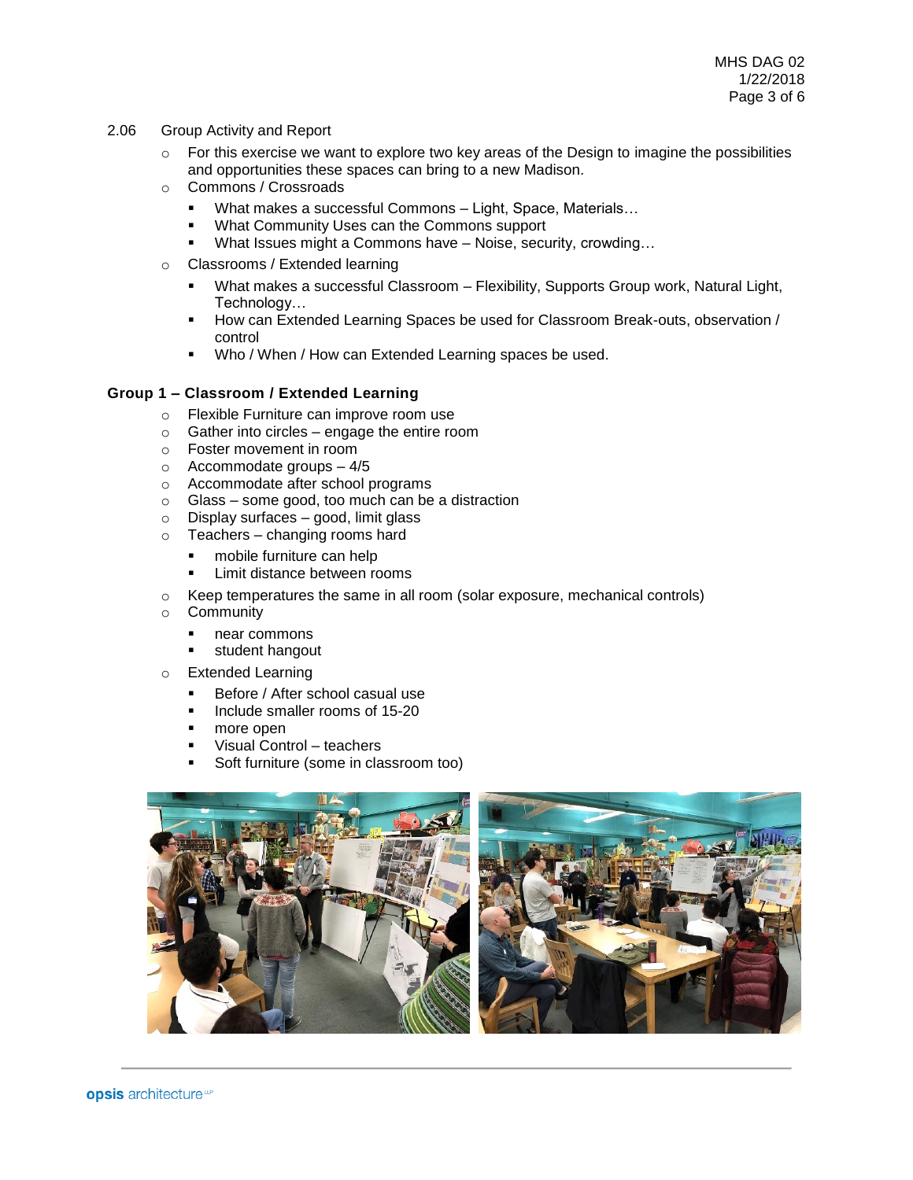2.06 Group Activity and Report

- For this exercise we want to explore two key areas of the Design to imagine the possibilities and opportunities these spaces can bring to a new Madison.
- Commons / Crossroads
  - What makes a successful Commons – Light, Space, Materials…
  - What Community Uses can the Commons support
  - What Issues might a Commons have – Noise, security, crowding…
- Classrooms / Extended learning
  - What makes a successful Classroom – Flexibility, Supports Group work, Natural Light, Technology…
  - How can Extended Learning Spaces be used for Classroom Break-outs, observation / control
  - Who / When / How can Extended Learning spaces be used.

**Group 1 – Classroom / Extended Learning**

- Flexible Furniture can improve room use
- Gather into circles – engage the entire room
- Foster movement in room
- Accommodate groups – 4/5
- Accommodate after school programs
- Glass – some good, too much can be a distraction
- Display surfaces – good, limit glass
- Teachers – changing rooms hard
  - mobile furniture can help
  - Limit distance between rooms
- Keep temperatures the same in all room (solar exposure, mechanical controls)
- Community
  - near commons
  - student hangout
- Extended Learning
  - Before / After school casual use
  - Include smaller rooms of 15-20
  - more open
  - Visual Control – teachers
  - Soft furniture (some in classroom too)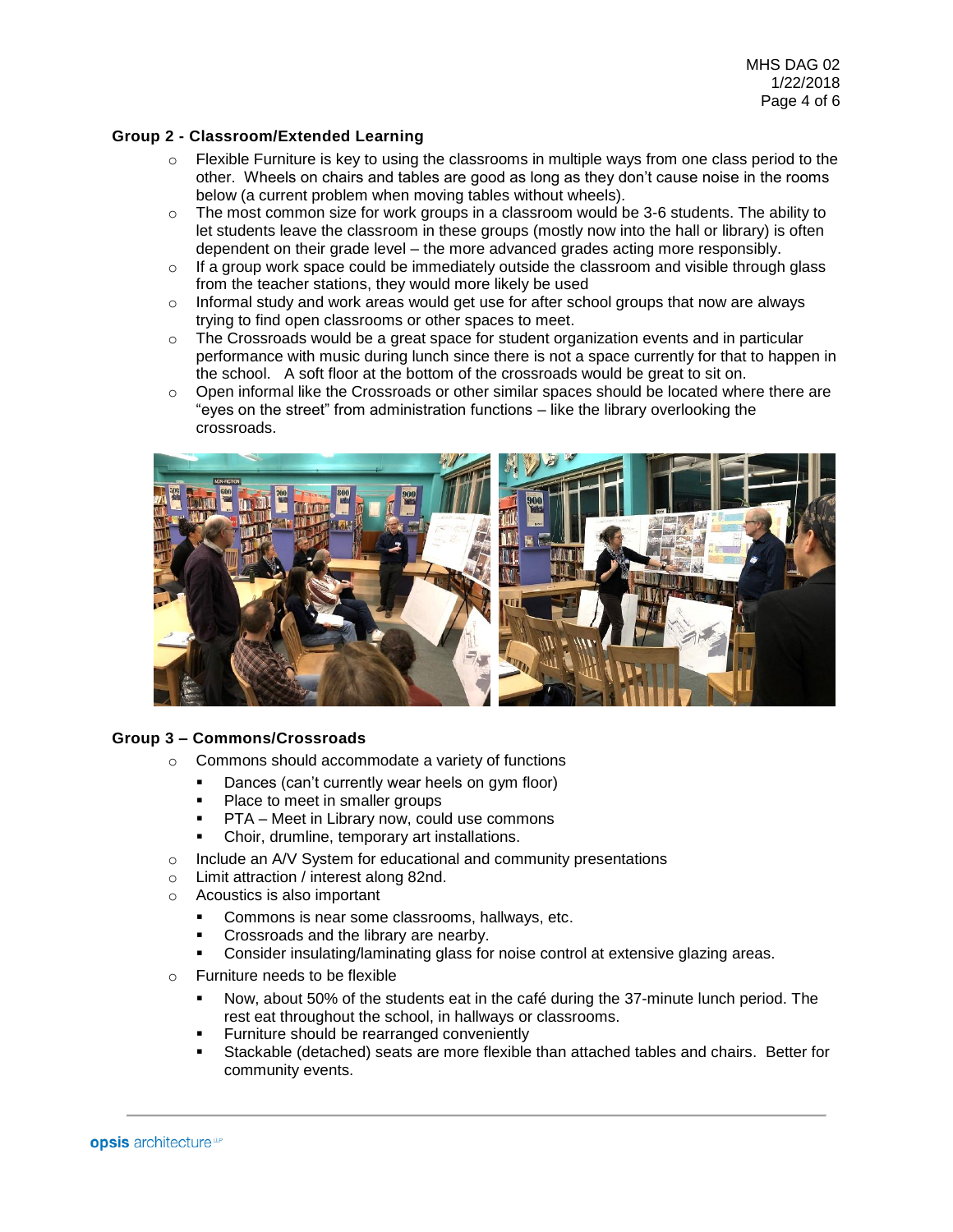**Group 2 - Classroom/Extended Learning**

- Flexible Furniture is key to using the classrooms in multiple ways from one class period to the other. Wheels on chairs and tables are good as long as they don't cause noise in the rooms below (a current problem when moving tables without wheels).
- The most common size for work groups in a classroom would be 3-6 students. The ability to let students leave the classroom in these groups (mostly now into the hall or library) is often dependent on their grade level – the more advanced grades acting more responsibly.
- If a group work space could be immediately outside the classroom and visible through glass from the teacher stations, they would more likely be used
- Informal study and work areas would get use for after school groups that now are always trying to find open classrooms or other spaces to meet.
- The Crossroads would be a great space for student organization events and in particular performance with music during lunch since there is not a space currently for that to happen in the school. A soft floor at the bottom of the crossroads would be great to sit on.
- Open informal like the Crossroads or other similar spaces should be located where there are "eyes on the street" from administration functions – like the library overlooking the crossroads.

**Group 3 – Commons/Crossroads**

- Commons should accommodate a variety of functions
  - Dances (can't currently wear heels on gym floor)
  - Place to meet in smaller groups
  - PTA – Meet in Library now, could use commons
  - Choir, drumline, temporary art installations.
- Include an A/V System for educational and community presentations
- Limit attraction / interest along 82nd.
- Acoustics is also important
  - Commons is near some classrooms, hallways, etc.
  - Crossroads and the library are nearby.
  - Consider insulating/laminating glass for noise control at extensive glazing areas.
- Furniture needs to be flexible
  - Now, about 50% of the students eat in the café during the 37-minute lunch period. The rest eat throughout the school, in hallways or classrooms.
  - Furniture should be rearranged conveniently
  - Stackable (detached) seats are more flexible than attached tables and chairs. Better for community events.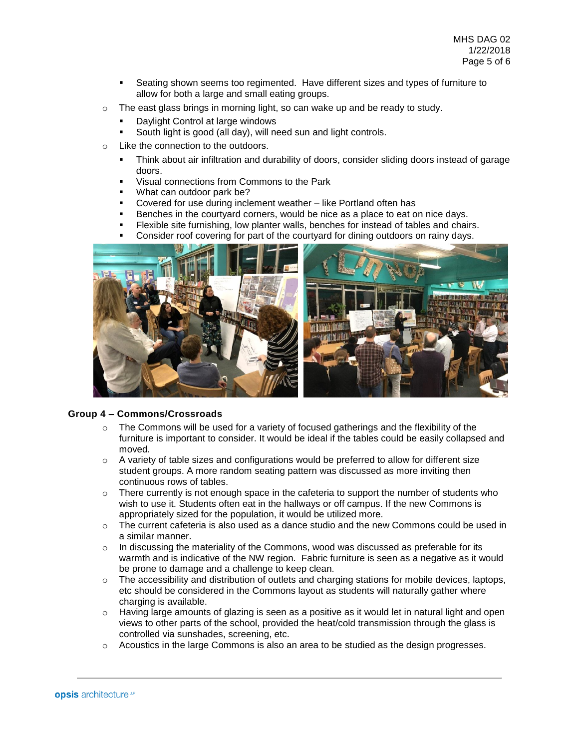- Seating shown seems too regimented. Have different sizes and types of furniture to allow for both a large and small eating groups.
- The east glass brings in morning light, so can wake up and be ready to study.
  - Daylight Control at large windows
  - South light is good (all day), will need sun and light controls.
- Like the connection to the outdoors.
  - Think about air infiltration and durability of doors, consider sliding doors instead of garage doors.
  - Visual connections from Commons to the Park
  - What can outdoor park be?
  - Covered for use during inclement weather – like Portland often has
  - Benches in the courtyard corners, would be nice as a place to eat on nice days.
  - Flexible site furnishing, low planter walls, benches for instead of tables and chairs.
  - Consider roof covering for part of the courtyard for dining outdoors on rainy days.

**Group 4 – Commons/Crossroads**

- The Commons will be used for a variety of focused gatherings and the flexibility of the furniture is important to consider. It would be ideal if the tables could be easily collapsed and moved.
- A variety of table sizes and configurations would be preferred to allow for different size student groups. A more random seating pattern was discussed as more inviting then continuous rows of tables.
- There currently is not enough space in the cafeteria to support the number of students who wish to use it. Students often eat in the hallways or off campus. If the new Commons is appropriately sized for the population, it would be utilized more.
- The current cafeteria is also used as a dance studio and the new Commons could be used in a similar manner.
- In discussing the materiality of the Commons, wood was discussed as preferable for its warmth and is indicative of the NW region. Fabric furniture is seen as a negative as it would be prone to damage and a challenge to keep clean.
- The accessibility and distribution of outlets and charging stations for mobile devices, laptops, etc should be considered in the Commons layout as students will naturally gather where charging is available.
- Having large amounts of glazing is seen as a positive as it would let in natural light and open views to other parts of the school, provided the heat/cold transmission through the glass is controlled via sunshades, screening, etc.
- Acoustics in the large Commons is also an area to be studied as the design progresses.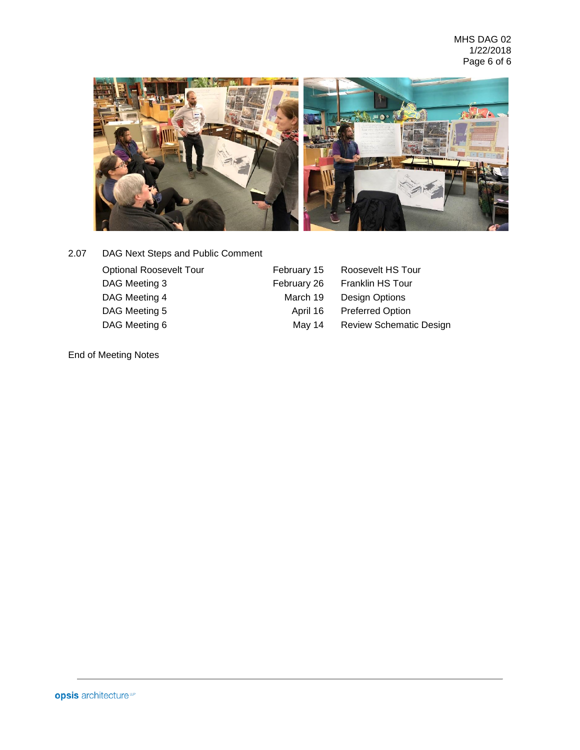2.07 DAG Next Steps and Public Comment

| | | |
|---|---|---|
| Optional Roosevelt Tour | February 15 | Roosevelt HS Tour |
| DAG Meeting 3 | February 26 | Franklin HS Tour |
| DAG Meeting 4 | March 19 | Design Options |
| DAG Meeting 5 | April 16 | Preferred Option |
| DAG Meeting 6 | May 14 | Review Schematic Design |

End of Meeting Notes